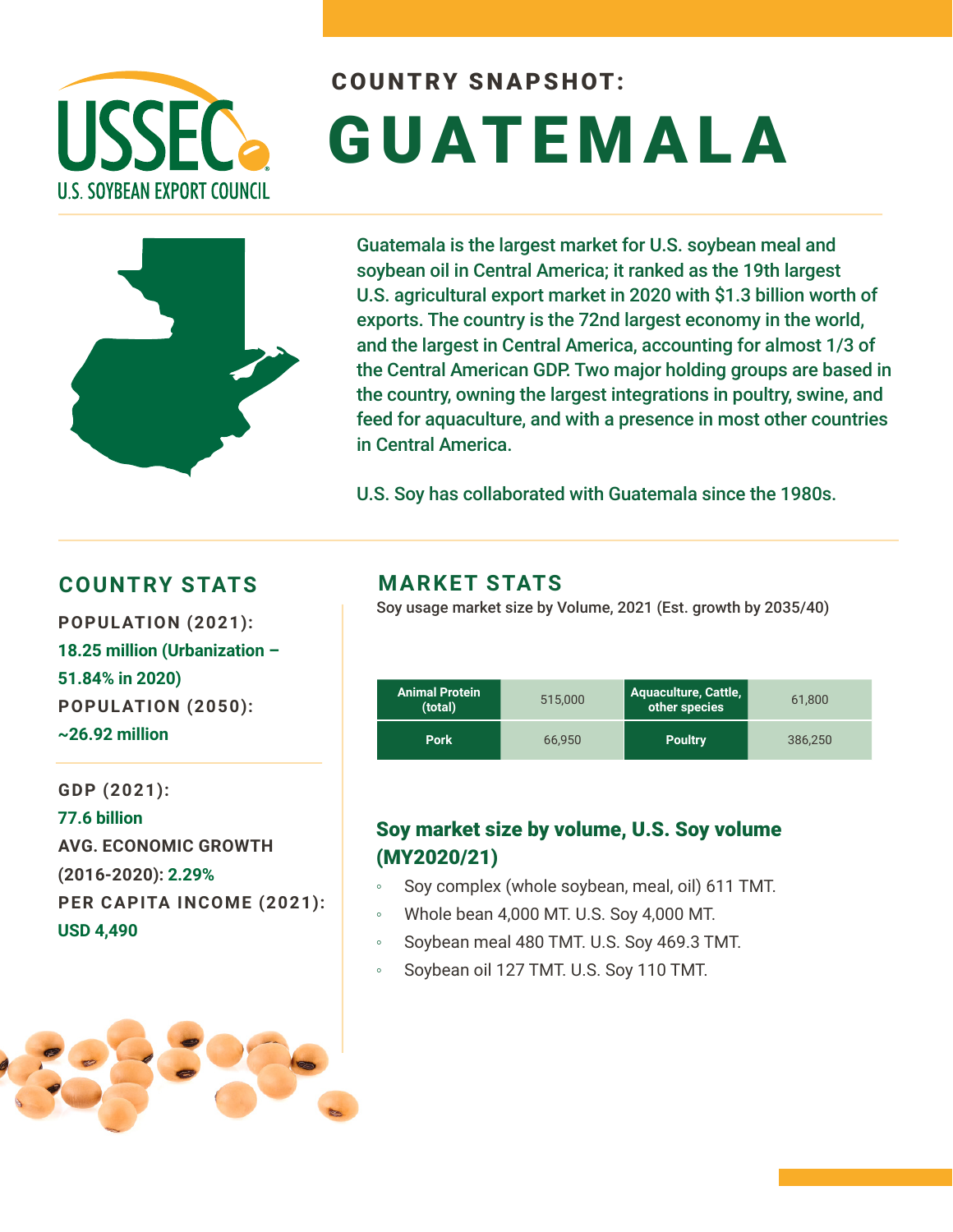U.S. SOYBEAN EXPORT COUNCIL

## COUNTRY SNAPSHOT:

# GUATEMALA

Guatemala is the largest market for U.S. soybean meal and soybean oil in Central America; it ranked as the 19th largest U.S. agricultural export market in 2020 with $1.3 billion worth of exports. The country is the 72nd largest economy in the world, and the largest in Central America, accounting for almost 1/3 of the Central American GDP. Two major holding groups are based in the country, owning the largest integrations in poultry, swine, and feed for aquaculture, and with a presence in most other countries in Central America.

U.S. Soy has collaborated with Guatemala since the 1980s.

## COUNTRY STATS

**POPULATION (2021):** 18.25 million (Urbanization – 51.84% in 2020)

**POPULATION (2050):** ~26.92 million

**GDP (2021):** 77.6 billion

**AVG. ECONOMIC GROWTH (2016-2020):** 2.29%

**PER CAPITA INCOME (2021):** USD 4,490

## MARKET STATS

Soy usage market size by Volume, 2021 (Est. growth by 2035/40)

| Animal Protein (total) | 515,000 | Aquaculture, Cattle, other species | 61,800 |
|---|---|---|---|
| Pork | 66,950 | Poultry | 386,250 |

### Soy market size by volume, U.S. Soy volume (MY2020/21)

- Soy complex (whole soybean, meal, oil) 611 TMT.
- Whole bean 4,000 MT. U.S. Soy 4,000 MT.
- Soybean meal 480 TMT. U.S. Soy 469.3 TMT.
- Soybean oil 127 TMT. U.S. Soy 110 TMT.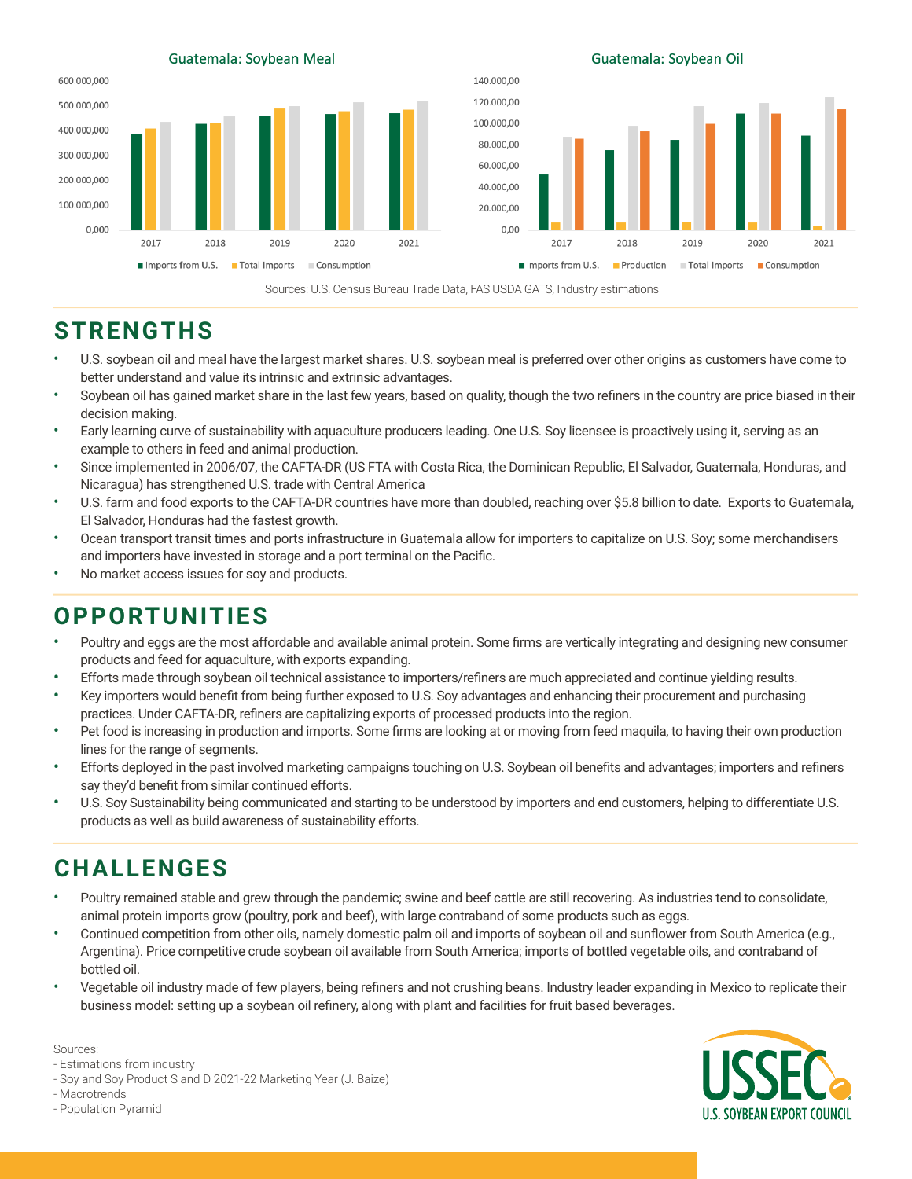Guatemala: Soybean Meal

600.000,000
500.000,000
400.000,000
300.000,000
200.000,000
100.000,000
0,000

2017 2018 2019 2020 2021

Imports from U.S. | Total Imports | Consumption

Guatemala: Soybean Oil

140.000,00
120.000,00
100.000,00
80.000,00
60.000,00
40.000,00
20.000,00
0,00

2017 2018 2019 2020 2021

Imports from U.S. | Production | Total Imports | Consumption

Sources: U.S. Census Bureau Trade Data, FAS USDA GATS, Industry estimations

## STRENGTHS

- U.S. soybean oil and meal have the largest market shares. U.S. soybean meal is preferred over other origins as customers have come to better understand and value its intrinsic and extrinsic advantages.
- Soybean oil has gained market share in the last few years, based on quality, though the two refiners in the country are price biased in their decision making.
- Early learning curve of sustainability with aquaculture producers leading. One U.S. Soy licensee is proactively using it, serving as an example to others in feed and animal production.
- Since implemented in 2006/07, the CAFTA-DR (US FTA with Costa Rica, the Dominican Republic, El Salvador, Guatemala, Honduras, and Nicaragua) has strengthened U.S. trade with Central America
- U.S. farm and food exports to the CAFTA-DR countries have more than doubled, reaching over $5.8 billion to date. Exports to Guatemala, El Salvador, Honduras had the fastest growth.
- Ocean transport transit times and ports infrastructure in Guatemala allow for importers to capitalize on U.S. Soy; some merchandisers and importers have invested in storage and a port terminal on the Pacific.
- No market access issues for soy and products.

## OPPORTUNITIES

- Poultry and eggs are the most affordable and available animal protein. Some firms are vertically integrating and designing new consumer products and feed for aquaculture, with exports expanding.
- Efforts made through soybean oil technical assistance to importers/refiners are much appreciated and continue yielding results.
- Key importers would benefit from being further exposed to U.S. Soy advantages and enhancing their procurement and purchasing practices. Under CAFTA-DR, refiners are capitalizing exports of processed products into the region.
- Pet food is increasing in production and imports. Some firms are looking at or moving from feed maquila, to having their own production lines for the range of segments.
- Efforts deployed in the past involved marketing campaigns touching on U.S. Soybean oil benefits and advantages; importers and refiners say they'd benefit from similar continued efforts.
- U.S. Soy Sustainability being communicated and starting to be understood by importers and end customers, helping to differentiate U.S. products as well as build awareness of sustainability efforts.

## CHALLENGES

- Poultry remained stable and grew through the pandemic; swine and beef cattle are still recovering. As industries tend to consolidate, animal protein imports grow (poultry, pork and beef), with large contraband of some products such as eggs.
- Continued competition from other oils, namely domestic palm oil and imports of soybean oil and sunflower from South America (e.g., Argentina). Price competitive crude soybean oil available from South America; imports of bottled vegetable oils, and contraband of bottled oil.
- Vegetable oil industry made of few players, being refiners and not crushing beans. Industry leader expanding in Mexico to replicate their business model: setting up a soybean oil refinery, along with plant and facilities for fruit based beverages.

Sources:
- Estimations from industry
- Soy and Soy Product S and D 2021-22 Marketing Year (J. Baize)
- Macrotrends
- Population Pyramid

USSEC
U.S. SOYBEAN EXPORT COUNCIL